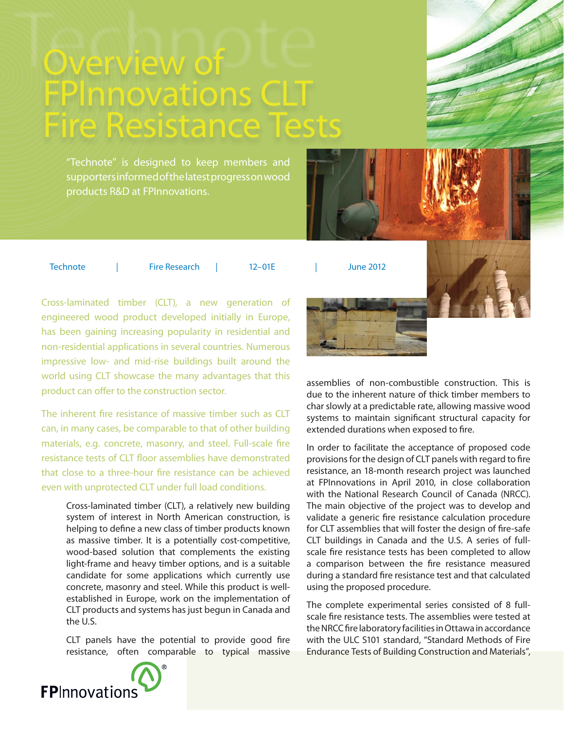# Overview of FPInnovations CLT Fire Resistance Tests

"Technote" is designed to keep members and supporters informed of the latest progress on wood products R&D at FPInnovations.

Technote | Fire Research | 12–01E | June 2012

Cross-laminated timber (CLT), a new generation of engineered wood product developed initially in Europe, has been gaining increasing popularity in residential and non-residential applications in several countries. Numerous impressive low- and mid-rise buildings built around the world using CLT showcase the many advantages that this product can offer to the construction sector.

The inherent fire resistance of massive timber such as CLT can, in many cases, be comparable to that of other building materials, e.g. concrete, masonry, and steel. Full-scale fire resistance tests of CLT floor assemblies have demonstrated that close to a three-hour fire resistance can be achieved even with unprotected CLT under full load conditions.

Cross-laminated timber (CLT), a relatively new building system of interest in North American construction, is helping to define a new class of timber products known as massive timber. It is a potentially cost-competitive, wood-based solution that complements the existing light-frame and heavy timber options, and is a suitable candidate for some applications which currently use concrete, masonry and steel. While this product is well-established in Europe, work on the implementation of CLT products and systems has just begun in Canada and the U.S.

CLT panels have the potential to provide good fire resistance, often comparable to typical massive assemblies of non-combustible construction. This is due to the inherent nature of thick timber members to char slowly at a predictable rate, allowing massive wood systems to maintain significant structural capacity for extended durations when exposed to fire.

In order to facilitate the acceptance of proposed code provisions for the design of CLT panels with regard to fire resistance, an 18-month research project was launched at FPInnovations in April 2010, in close collaboration with the National Research Council of Canada (NRCC). The main objective of the project was to develop and validate a generic fire resistance calculation procedure for CLT assemblies that will foster the design of fire-safe CLT buildings in Canada and the U.S. A series of full-scale fire resistance tests has been completed to allow a comparison between the fire resistance measured during a standard fire resistance test and that calculated using the proposed procedure.

The complete experimental series consisted of 8 full-scale fire resistance tests. The assemblies were tested at the NRCC fire laboratory facilities in Ottawa in accordance with the ULC S101 standard, "Standard Methods of Fire Endurance Tests of Building Construction and Materials",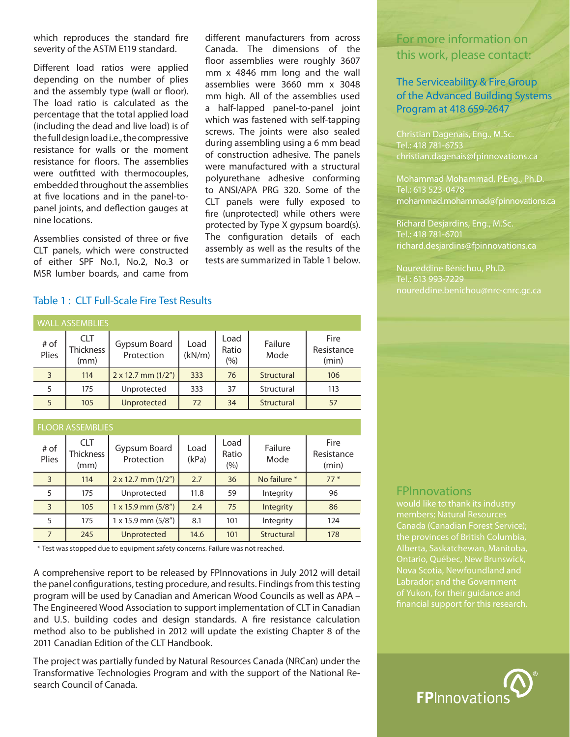which reproduces the standard fire severity of the ASTM E119 standard.

Different load ratios were applied depending on the number of plies and the assembly type (wall or floor). The load ratio is calculated as the percentage that the total applied load (including the dead and live load) is of the full design load i.e., the compressive resistance for walls or the moment resistance for floors. The assemblies were outfitted with thermocouples, embedded throughout the assemblies at five locations and in the panel-to-panel joints, and deflection gauges at nine locations.

Assemblies consisted of three or five CLT panels, which were constructed of either SPF No.1, No.2, No.3 or MSR lumber boards, and came from different manufacturers from across Canada. The dimensions of the floor assemblies were roughly 3607 mm x 4846 mm long and the wall assemblies were 3660 mm x 3048 mm high. All of the assemblies used a half-lapped panel-to-panel joint which was fastened with self-tapping screws. The joints were also sealed during assembling using a 6 mm bead of construction adhesive. The panels were manufactured with a structural polyurethane adhesive conforming to ANSI/APA PRG 320. Some of the CLT panels were fully exposed to fire (unprotected) while others were protected by Type X gypsum board(s). The configuration details of each assembly as well as the results of the tests are summarized in Table 1 below.

## Table 1 : CLT Full-Scale Fire Test Results

**WALL ASSEMBLIES**

| # of Plies | CLT Thickness (mm) | Gypsum Board Protection | Load (kN/m) | Load Ratio (%) | Failure Mode | Fire Resistance (min) |
|---|---|---|---|---|---|---|
| 3 | 114 | 2 x 12.7 mm (1/2") | 333 | 76 | Structural | 106 |
| 5 | 175 | Unprotected | 333 | 37 | Structural | 113 |
| 5 | 105 | Unprotected | 72 | 34 | Structural | 57 |

**FLOOR ASSEMBLIES**

| # of Plies | CLT Thickness (mm) | Gypsum Board Protection | Load (kPa) | Load Ratio (%) | Failure Mode | Fire Resistance (min) |
|---|---|---|---|---|---|---|
| 3 | 114 | 2 x 12.7 mm (1/2") | 2.7 | 36 | No failure * | 77 * |
| 5 | 175 | Unprotected | 11.8 | 59 | Integrity | 96 |
| 3 | 105 | 1 x 15.9 mm (5/8") | 2.4 | 75 | Integrity | 86 |
| 5 | 175 | 1 x 15.9 mm (5/8") | 8.1 | 101 | Integrity | 124 |
| 7 | 245 | Unprotected | 14.6 | 101 | Structural | 178 |

\* Test was stopped due to equipment safety concerns. Failure was not reached.

A comprehensive report to be released by FPInnovations in July 2012 will detail the panel configurations, testing procedure, and results. Findings from this testing program will be used by Canadian and American Wood Councils as well as APA – The Engineered Wood Association to support implementation of CLT in Canadian and U.S. building codes and design standards. A fire resistance calculation method also to be published in 2012 will update the existing Chapter 8 of the 2011 Canadian Edition of the CLT Handbook.

The project was partially funded by Natural Resources Canada (NRCan) under the Transformative Technologies Program and with the support of the National Research Council of Canada.

## For more information on this work, please contact:

The Serviceability & Fire Group of the Advanced Building Systems Program at 418 659-2647

Christian Dagenais, Eng., M.Sc.
Tel.: 418 781-6753
christian.dagenais@fpinnovations.ca

Mohammad Mohammad, P.Eng., Ph.D.
Tel.: 613 523-0478
mohammad.mohammad@fpinnovations.ca

Richard Desjardins, Eng., M.Sc.
Tel.: 418 781-6701
richard.desjardins@fpinnovations.ca

Noureddine Bénichou, Ph.D.
Tel.: 613 993-7229
noureddine.benichou@nrc-cnrc.gc.ca

## FPInnovations

would like to thank its industry members; Natural Resources Canada (Canadian Forest Service); the provinces of British Columbia, Alberta, Saskatchewan, Manitoba, Ontario, Québec, New Brunswick, Nova Scotia, Newfoundland and Labrador; and the Government of Yukon, for their guidance and financial support for this research.

FPInnovations®